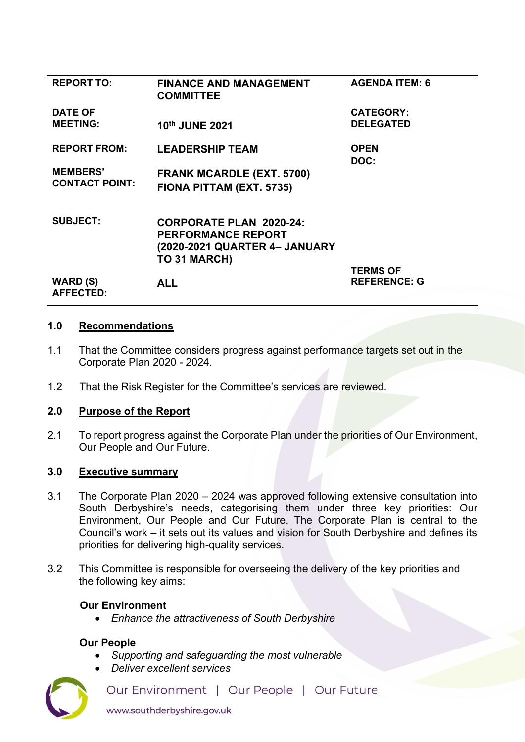| REPORT TO: | FINANCE AND MANAGEMENT COMMITTEE | AGENDA ITEM: 6 |
|---|---|---|
| DATE OF MEETING: | 10th JUNE 2021 | CATEGORY: DELEGATED |
| REPORT FROM: | LEADERSHIP TEAM | OPEN DOC: |
| MEMBERS' CONTACT POINT: | FRANK MCARDLE (EXT. 5700) FIONA PITTAM (EXT. 5735) | |
| SUBJECT: | CORPORATE PLAN 2020-24: PERFORMANCE REPORT (2020-2021 QUARTER 4– JANUARY TO 31 MARCH) | |
| WARD (S) AFFECTED: | ALL | TERMS OF REFERENCE: G |

## 1.0 Recommendations

1.1 That the Committee considers progress against performance targets set out in the Corporate Plan 2020 - 2024.

1.2 That the Risk Register for the Committee's services are reviewed.

## 2.0 Purpose of the Report

2.1 To report progress against the Corporate Plan under the priorities of Our Environment, Our People and Our Future.

## 3.0 Executive summary

3.1 The Corporate Plan 2020 – 2024 was approved following extensive consultation into South Derbyshire's needs, categorising them under three key priorities: Our Environment, Our People and Our Future. The Corporate Plan is central to the Council's work – it sets out its values and vision for South Derbyshire and defines its priorities for delivering high-quality services.

3.2 This Committee is responsible for overseeing the delivery of the key priorities and the following key aims:

**Our Environment**

- *Enhance the attractiveness of South Derbyshire*

**Our People**

- *Supporting and safeguarding the most vulnerable*
- *Deliver excellent services*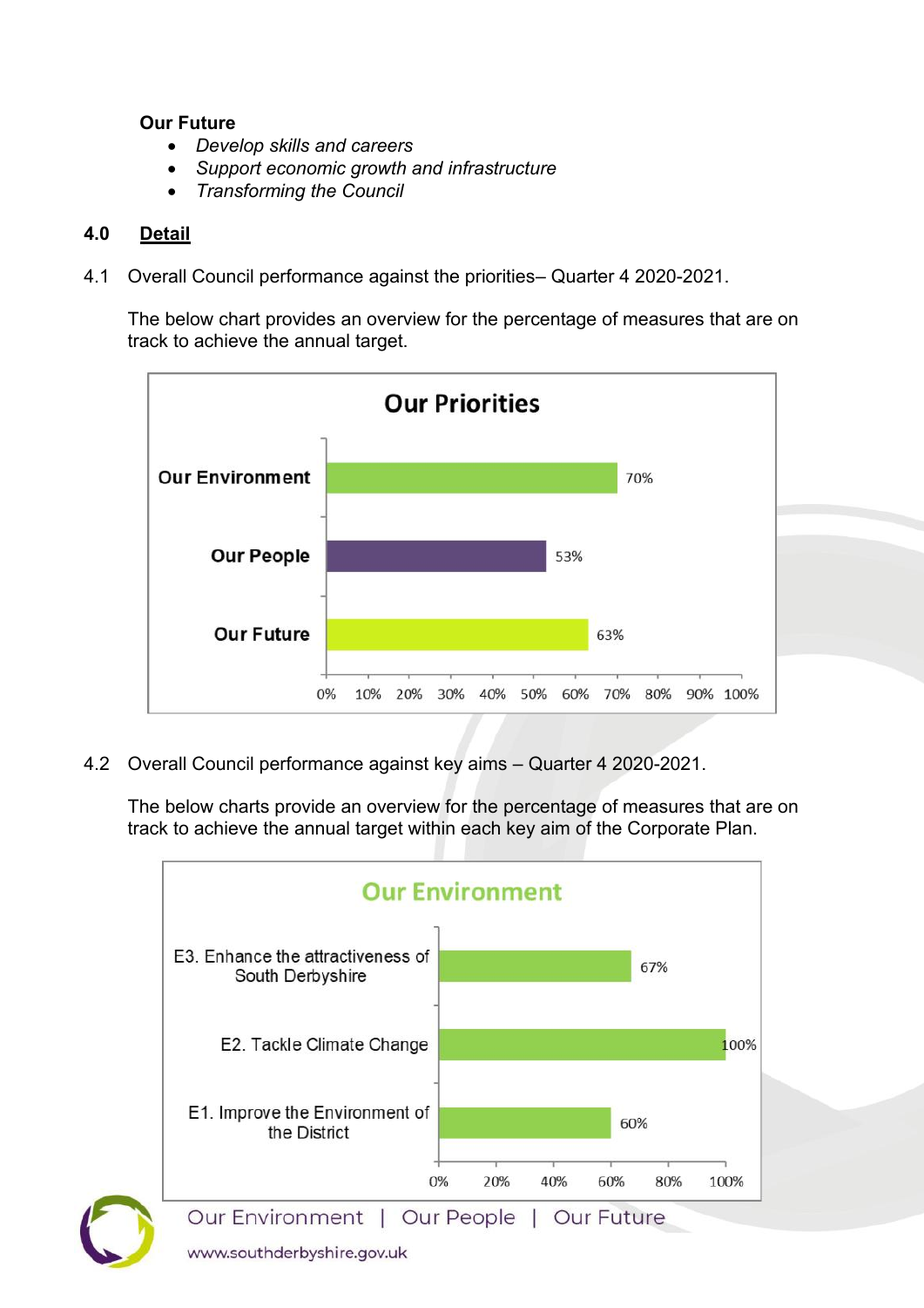**Our Future**

- *Develop skills and careers*
- *Support economic growth and infrastructure*
- *Transforming the Council*

## 4.0 Detail

4.1 Overall Council performance against the priorities– Quarter 4 2020-2021.

The below chart provides an overview for the percentage of measures that are on track to achieve the annual target.

**Our Priorities**

| Priority | % on track |
|---|---|
| Our Environment | 70% |
| Our People | 53% |
| Our Future | 63% |

4.2 Overall Council performance against key aims – Quarter 4 2020-2021.

The below charts provide an overview for the percentage of measures that are on track to achieve the annual target within each key aim of the Corporate Plan.

**Our Environment**

| Key aim | % on track |
|---|---|
| E3. Enhance the attractiveness of South Derbyshire | 67% |
| E2. Tackle Climate Change | 100% |
| E1. Improve the Environment of the District | 60% |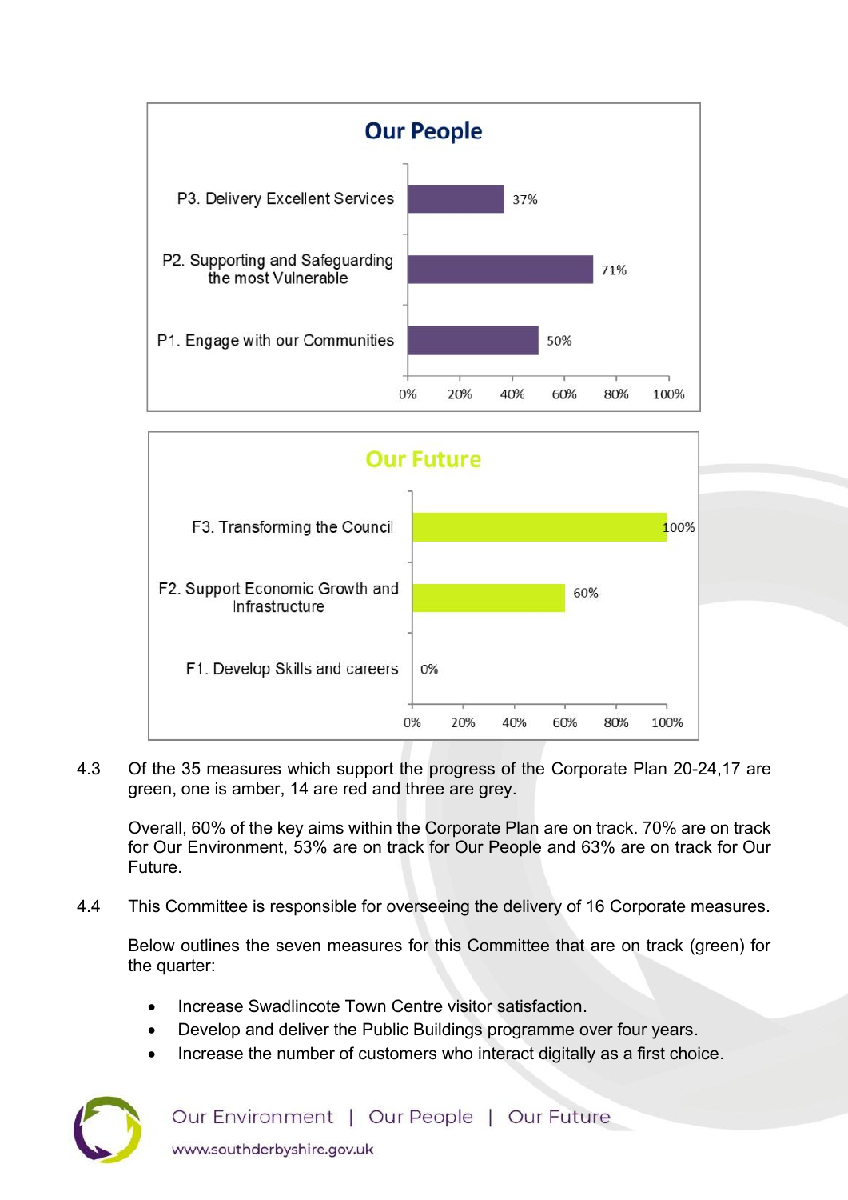**Our People**

| Measure | Percentage |
|---|---|
| P3. Delivery Excellent Services | 37% |
| P2. Supporting and Safeguarding the most Vulnerable | 71% |
| P1. Engage with our Communities | 50% |

**Our Future**

| Measure | Percentage |
|---|---|
| F3. Transforming the Council | 100% |
| F2. Support Economic Growth and Infrastructure | 60% |
| F1. Develop Skills and careers | 0% |

4.3 Of the 35 measures which support the progress of the Corporate Plan 20-24,17 are green, one is amber, 14 are red and three are grey.

Overall, 60% of the key aims within the Corporate Plan are on track. 70% are on track for Our Environment, 53% are on track for Our People and 63% are on track for Our Future.

4.4 This Committee is responsible for overseeing the delivery of 16 Corporate measures.

Below outlines the seven measures for this Committee that are on track (green) for the quarter:

- Increase Swadlincote Town Centre visitor satisfaction.
- Develop and deliver the Public Buildings programme over four years.
- Increase the number of customers who interact digitally as a first choice.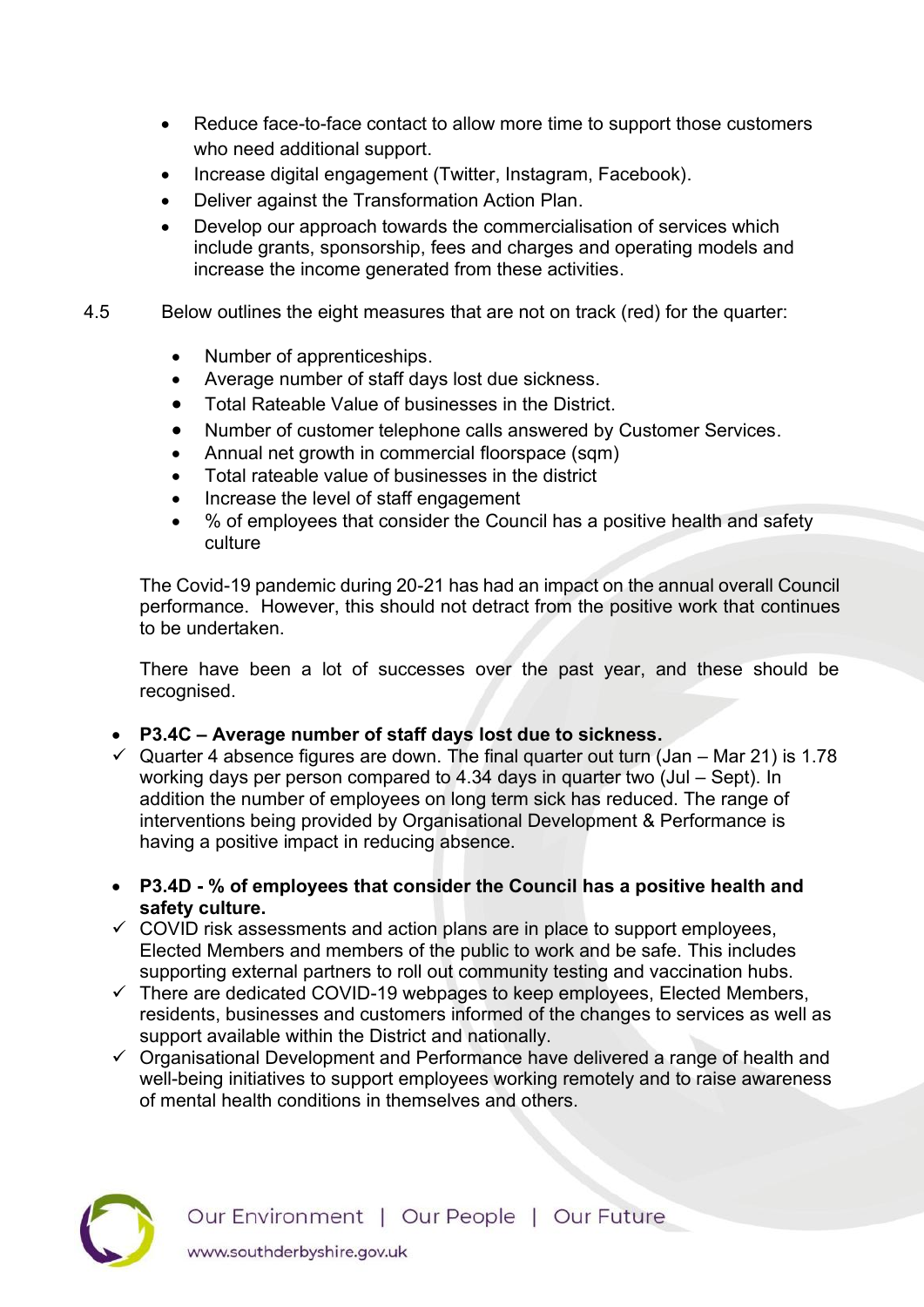- Reduce face-to-face contact to allow more time to support those customers who need additional support.
- Increase digital engagement (Twitter, Instagram, Facebook).
- Deliver against the Transformation Action Plan.
- Develop our approach towards the commercialisation of services which include grants, sponsorship, fees and charges and operating models and increase the income generated from these activities.

4.5 Below outlines the eight measures that are not on track (red) for the quarter:

- Number of apprenticeships.
- Average number of staff days lost due sickness.
- Total Rateable Value of businesses in the District.
- Number of customer telephone calls answered by Customer Services.
- Annual net growth in commercial floorspace (sqm)
- Total rateable value of businesses in the district
- Increase the level of staff engagement
- % of employees that consider the Council has a positive health and safety culture

The Covid-19 pandemic during 20-21 has had an impact on the annual overall Council performance. However, this should not detract from the positive work that continues to be undertaken.

There have been a lot of successes over the past year, and these should be recognised.

- **P3.4C – Average number of staff days lost due to sickness.**

✓ Quarter 4 absence figures are down. The final quarter out turn (Jan – Mar 21) is 1.78 working days per person compared to 4.34 days in quarter two (Jul – Sept). In addition the number of employees on long term sick has reduced. The range of interventions being provided by Organisational Development & Performance is having a positive impact in reducing absence.

- **P3.4D - % of employees that consider the Council has a positive health and safety culture.**

✓ COVID risk assessments and action plans are in place to support employees, Elected Members and members of the public to work and be safe. This includes supporting external partners to roll out community testing and vaccination hubs.

✓ There are dedicated COVID-19 webpages to keep employees, Elected Members, residents, businesses and customers informed of the changes to services as well as support available within the District and nationally.

✓ Organisational Development and Performance have delivered a range of health and well-being initiatives to support employees working remotely and to raise awareness of mental health conditions in themselves and others.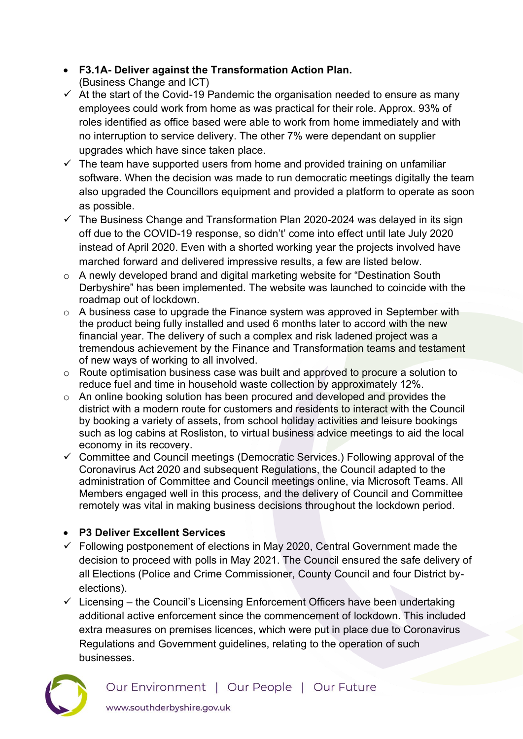- **F3.1A- Deliver against the Transformation Action Plan.** (Business Change and ICT)

- ✓ At the start of the Covid-19 Pandemic the organisation needed to ensure as many employees could work from home as was practical for their role. Approx. 93% of roles identified as office based were able to work from home immediately and with no interruption to service delivery. The other 7% were dependant on supplier upgrades which have since taken place.
- ✓ The team have supported users from home and provided training on unfamiliar software. When the decision was made to run democratic meetings digitally the team also upgraded the Councillors equipment and provided a platform to operate as soon as possible.
- ✓ The Business Change and Transformation Plan 2020-2024 was delayed in its sign off due to the COVID-19 response, so didn't' come into effect until late July 2020 instead of April 2020. Even with a shorted working year the projects involved have marched forward and delivered impressive results, a few are listed below.
  - A newly developed brand and digital marketing website for "Destination South Derbyshire" has been implemented. The website was launched to coincide with the roadmap out of lockdown.
  - A business case to upgrade the Finance system was approved in September with the product being fully installed and used 6 months later to accord with the new financial year. The delivery of such a complex and risk ladened project was a tremendous achievement by the Finance and Transformation teams and testament of new ways of working to all involved.
  - Route optimisation business case was built and approved to procure a solution to reduce fuel and time in household waste collection by approximately 12%.
  - An online booking solution has been procured and developed and provides the district with a modern route for customers and residents to interact with the Council by booking a variety of assets, from school holiday activities and leisure bookings such as log cabins at Rosliston, to virtual business advice meetings to aid the local economy in its recovery.
- ✓ Committee and Council meetings (Democratic Services.) Following approval of the Coronavirus Act 2020 and subsequent Regulations, the Council adapted to the administration of Committee and Council meetings online, via Microsoft Teams. All Members engaged well in this process, and the delivery of Council and Committee remotely was vital in making business decisions throughout the lockdown period.

- **P3 Deliver Excellent Services**

- ✓ Following postponement of elections in May 2020, Central Government made the decision to proceed with polls in May 2021. The Council ensured the safe delivery of all Elections (Police and Crime Commissioner, County Council and four District by-elections).
- ✓ Licensing – the Council's Licensing Enforcement Officers have been undertaking additional active enforcement since the commencement of lockdown. This included extra measures on premises licences, which were put in place due to Coronavirus Regulations and Government guidelines, relating to the operation of such businesses.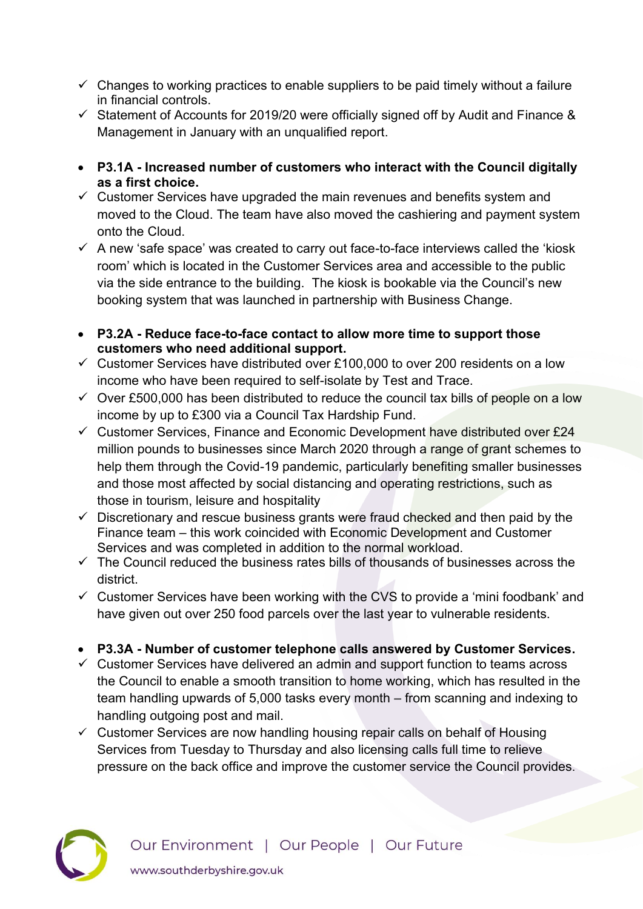- ✓ Changes to working practices to enable suppliers to be paid timely without a failure in financial controls.
- ✓ Statement of Accounts for 2019/20 were officially signed off by Audit and Finance & Management in January with an unqualified report.

- **P3.1A - Increased number of customers who interact with the Council digitally as a first choice.**
- ✓ Customer Services have upgraded the main revenues and benefits system and moved to the Cloud. The team have also moved the cashiering and payment system onto the Cloud.
- ✓ A new 'safe space' was created to carry out face-to-face interviews called the 'kiosk room' which is located in the Customer Services area and accessible to the public via the side entrance to the building. The kiosk is bookable via the Council's new booking system that was launched in partnership with Business Change.

- **P3.2A - Reduce face-to-face contact to allow more time to support those customers who need additional support.**
- ✓ Customer Services have distributed over £100,000 to over 200 residents on a low income who have been required to self-isolate by Test and Trace.
- ✓ Over £500,000 has been distributed to reduce the council tax bills of people on a low income by up to £300 via a Council Tax Hardship Fund.
- ✓ Customer Services, Finance and Economic Development have distributed over £24 million pounds to businesses since March 2020 through a range of grant schemes to help them through the Covid-19 pandemic, particularly benefiting smaller businesses and those most affected by social distancing and operating restrictions, such as those in tourism, leisure and hospitality
- ✓ Discretionary and rescue business grants were fraud checked and then paid by the Finance team – this work coincided with Economic Development and Customer Services and was completed in addition to the normal workload.
- ✓ The Council reduced the business rates bills of thousands of businesses across the district.
- ✓ Customer Services have been working with the CVS to provide a 'mini foodbank' and have given out over 250 food parcels over the last year to vulnerable residents.

- **P3.3A - Number of customer telephone calls answered by Customer Services.**
- ✓ Customer Services have delivered an admin and support function to teams across the Council to enable a smooth transition to home working, which has resulted in the team handling upwards of 5,000 tasks every month – from scanning and indexing to handling outgoing post and mail.
- ✓ Customer Services are now handling housing repair calls on behalf of Housing Services from Tuesday to Thursday and also licensing calls full time to relieve pressure on the back office and improve the customer service the Council provides.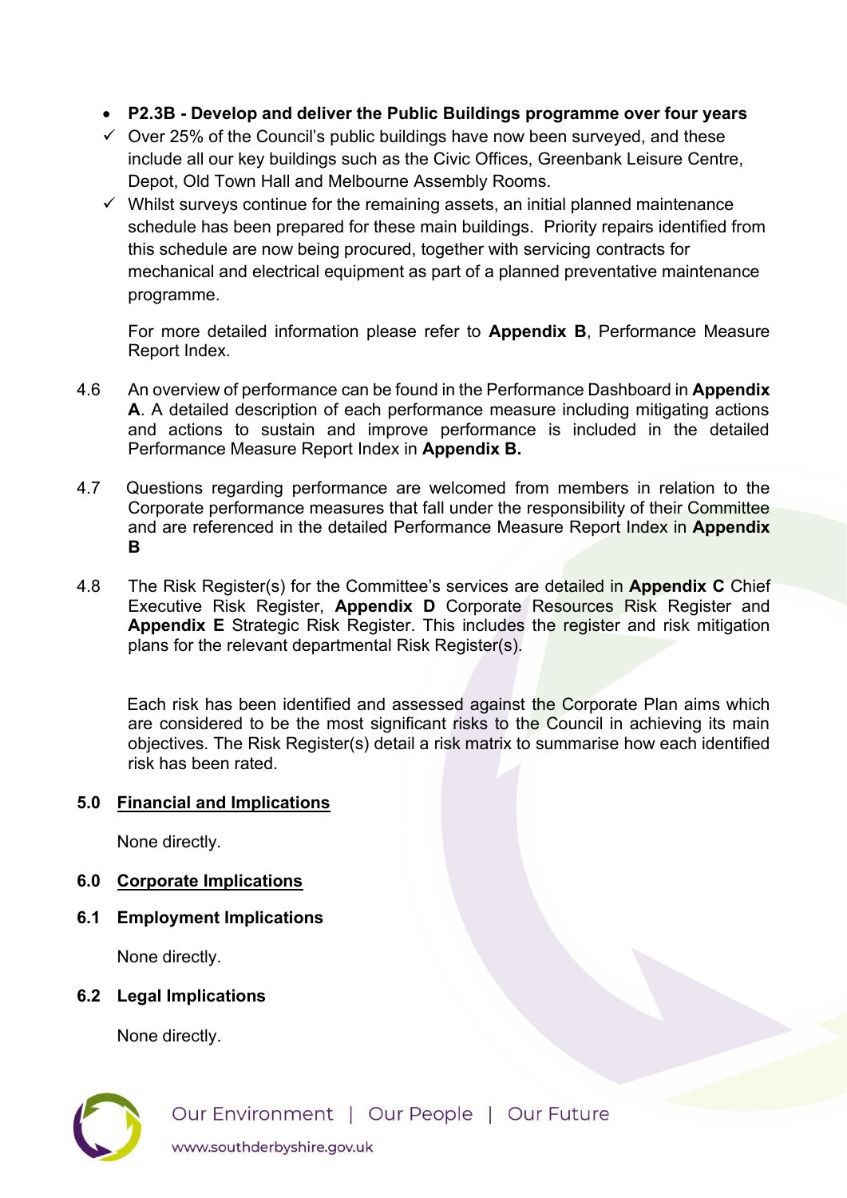- **P2.3B - Develop and deliver the Public Buildings programme over four years**
  - ✓ Over 25% of the Council's public buildings have now been surveyed, and these include all our key buildings such as the Civic Offices, Greenbank Leisure Centre, Depot, Old Town Hall and Melbourne Assembly Rooms.
  - ✓ Whilst surveys continue for the remaining assets, an initial planned maintenance schedule has been prepared for these main buildings. Priority repairs identified from this schedule are now being procured, together with servicing contracts for mechanical and electrical equipment as part of a planned preventative maintenance programme.

  For more detailed information please refer to **Appendix B**, Performance Measure Report Index.

4.6 An overview of performance can be found in the Performance Dashboard in **Appendix A**. A detailed description of each performance measure including mitigating actions and actions to sustain and improve performance is included in the detailed Performance Measure Report Index in **Appendix B.**

4.7 Questions regarding performance are welcomed from members in relation to the Corporate performance measures that fall under the responsibility of their Committee and are referenced in the detailed Performance Measure Report Index in **Appendix B**

4.8 The Risk Register(s) for the Committee's services are detailed in **Appendix C** Chief Executive Risk Register, **Appendix D** Corporate Resources Risk Register and **Appendix E** Strategic Risk Register. This includes the register and risk mitigation plans for the relevant departmental Risk Register(s).

Each risk has been identified and assessed against the Corporate Plan aims which are considered to be the most significant risks to the Council in achieving its main objectives. The Risk Register(s) detail a risk matrix to summarise how each identified risk has been rated.

## 5.0 Financial and Implications

None directly.

## 6.0 Corporate Implications

### 6.1 Employment Implications

None directly.

### 6.2 Legal Implications

None directly.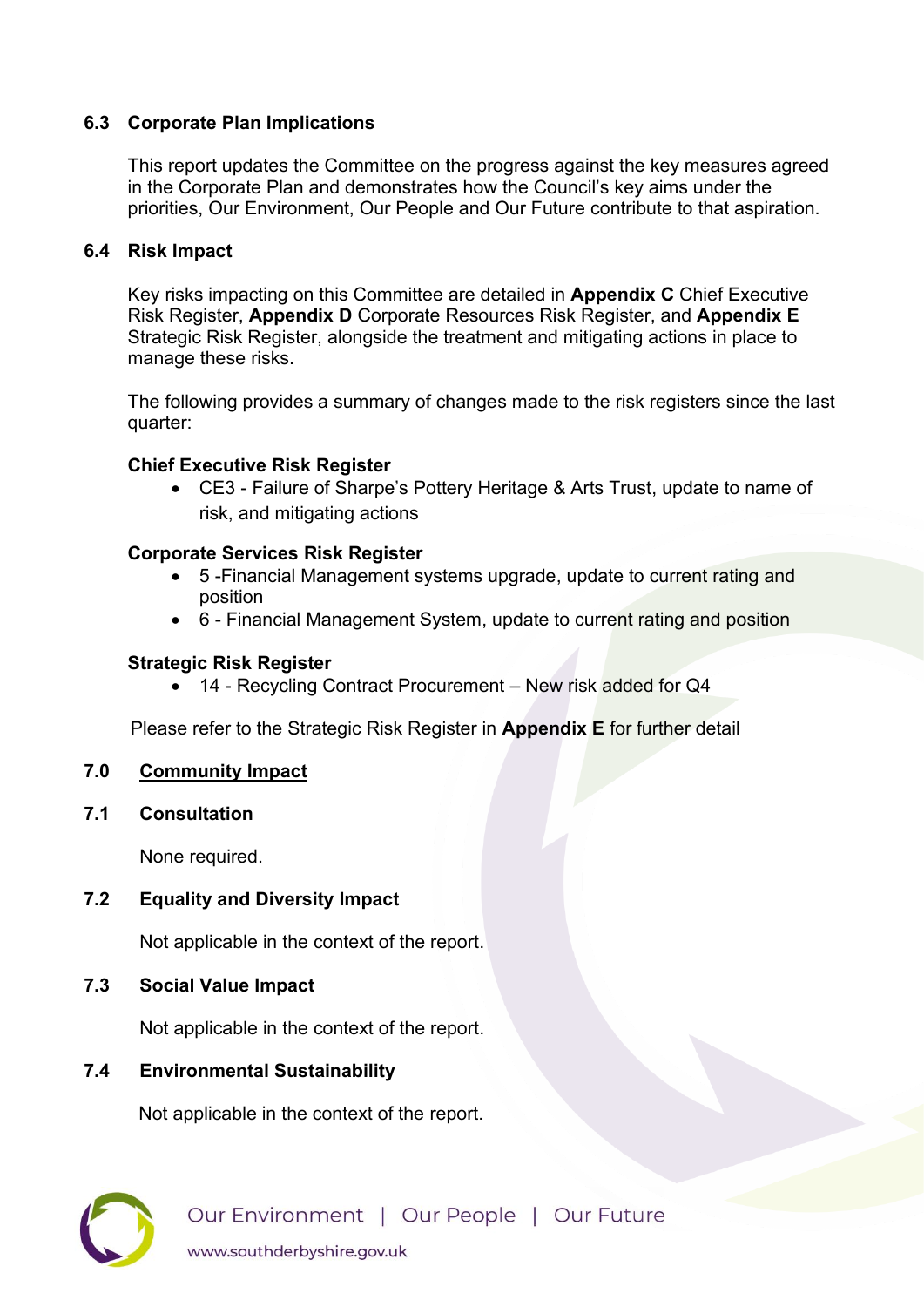### 6.3 Corporate Plan Implications

This report updates the Committee on the progress against the key measures agreed in the Corporate Plan and demonstrates how the Council's key aims under the priorities, Our Environment, Our People and Our Future contribute to that aspiration.

### 6.4 Risk Impact

Key risks impacting on this Committee are detailed in **Appendix C** Chief Executive Risk Register, **Appendix D** Corporate Resources Risk Register, and **Appendix E** Strategic Risk Register, alongside the treatment and mitigating actions in place to manage these risks.

The following provides a summary of changes made to the risk registers since the last quarter:

**Chief Executive Risk Register**

- CE3 - Failure of Sharpe's Pottery Heritage & Arts Trust, update to name of risk, and mitigating actions

**Corporate Services Risk Register**

- 5 -Financial Management systems upgrade, update to current rating and position
- 6 - Financial Management System, update to current rating and position

**Strategic Risk Register**

- 14 - Recycling Contract Procurement – New risk added for Q4

Please refer to the Strategic Risk Register in **Appendix E** for further detail

## 7.0 Community Impact

### 7.1 Consultation

None required.

### 7.2 Equality and Diversity Impact

Not applicable in the context of the report.

### 7.3 Social Value Impact

Not applicable in the context of the report.

### 7.4 Environmental Sustainability

Not applicable in the context of the report.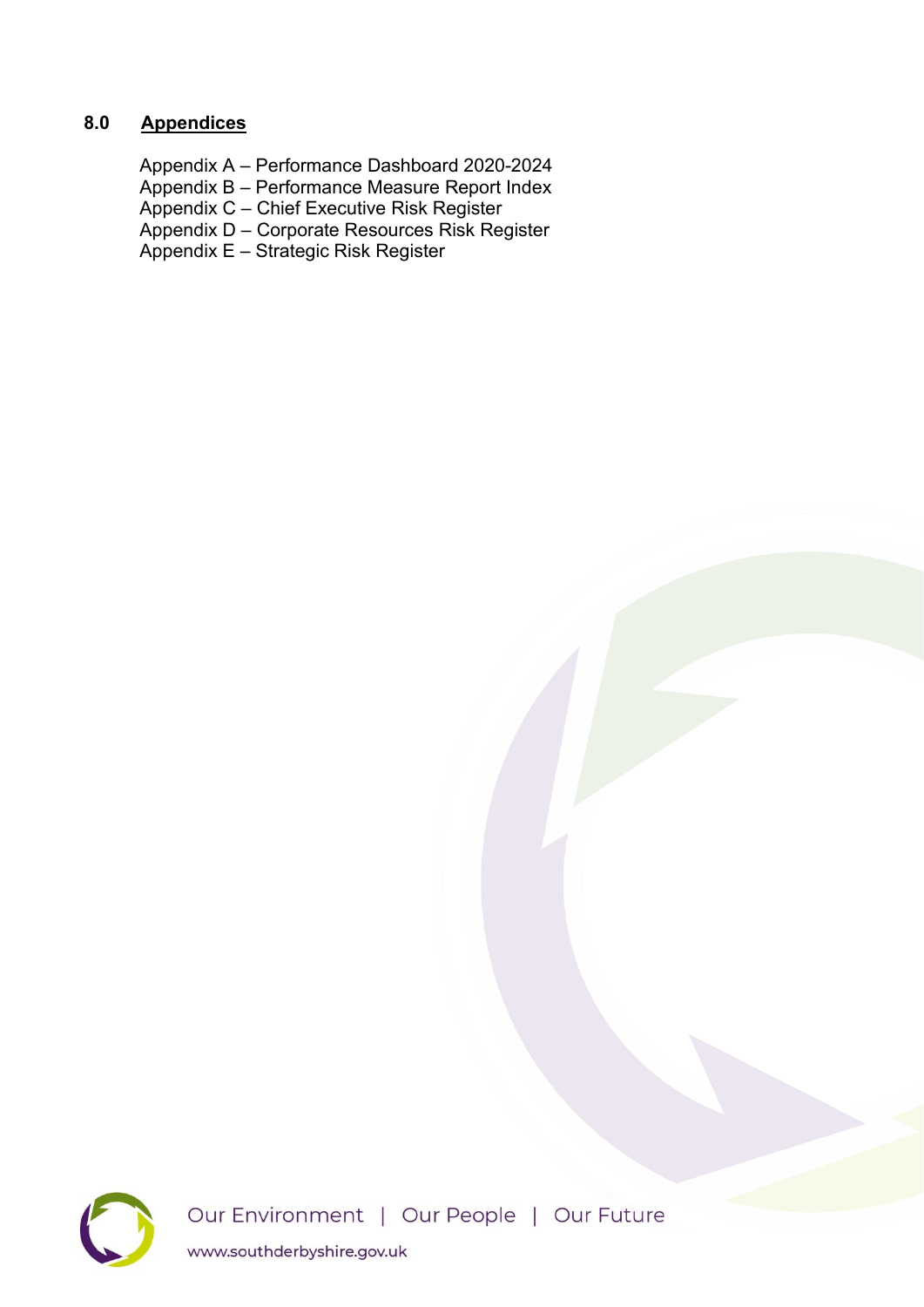## 8.0 Appendices

Appendix A – Performance Dashboard 2020-2024
Appendix B – Performance Measure Report Index
Appendix C – Chief Executive Risk Register
Appendix D – Corporate Resources Risk Register
Appendix E – Strategic Risk Register